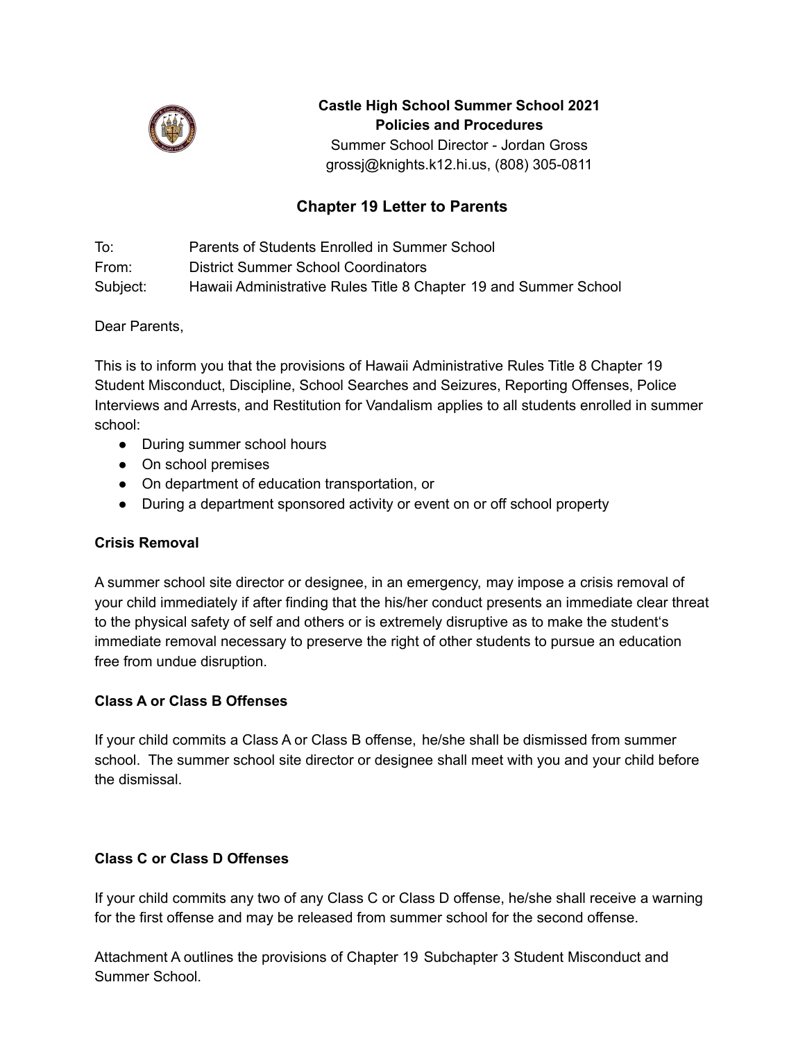**Castle High School Summer School 2021**
**Policies and Procedures**
Summer School Director - Jordan Gross
grossj@knights.k12.hi.us, (808) 305-0811

## Chapter 19 Letter to Parents

| | |
|---|---|
| To: | Parents of Students Enrolled in Summer School |
| From: | District Summer School Coordinators |
| Subject: | Hawaii Administrative Rules Title 8 Chapter 19 and Summer School |

Dear Parents,

This is to inform you that the provisions of Hawaii Administrative Rules Title 8 Chapter 19 Student Misconduct, Discipline, School Searches and Seizures, Reporting Offenses, Police Interviews and Arrests, and Restitution for Vandalism applies to all students enrolled in summer school:

- During summer school hours
- On school premises
- On department of education transportation, or
- During a department sponsored activity or event on or off school property

### Crisis Removal

A summer school site director or designee, in an emergency, may impose a crisis removal of your child immediately if after finding that the his/her conduct presents an immediate clear threat to the physical safety of self and others or is extremely disruptive as to make the student's immediate removal necessary to preserve the right of other students to pursue an education free from undue disruption.

### Class A or Class B Offenses

If your child commits a Class A or Class B offense, he/she shall be dismissed from summer school. The summer school site director or designee shall meet with you and your child before the dismissal.

### Class C or Class D Offenses

If your child commits any two of any Class C or Class D offense, he/she shall receive a warning for the first offense and may be released from summer school for the second offense.

Attachment A outlines the provisions of Chapter 19 Subchapter 3 Student Misconduct and Summer School.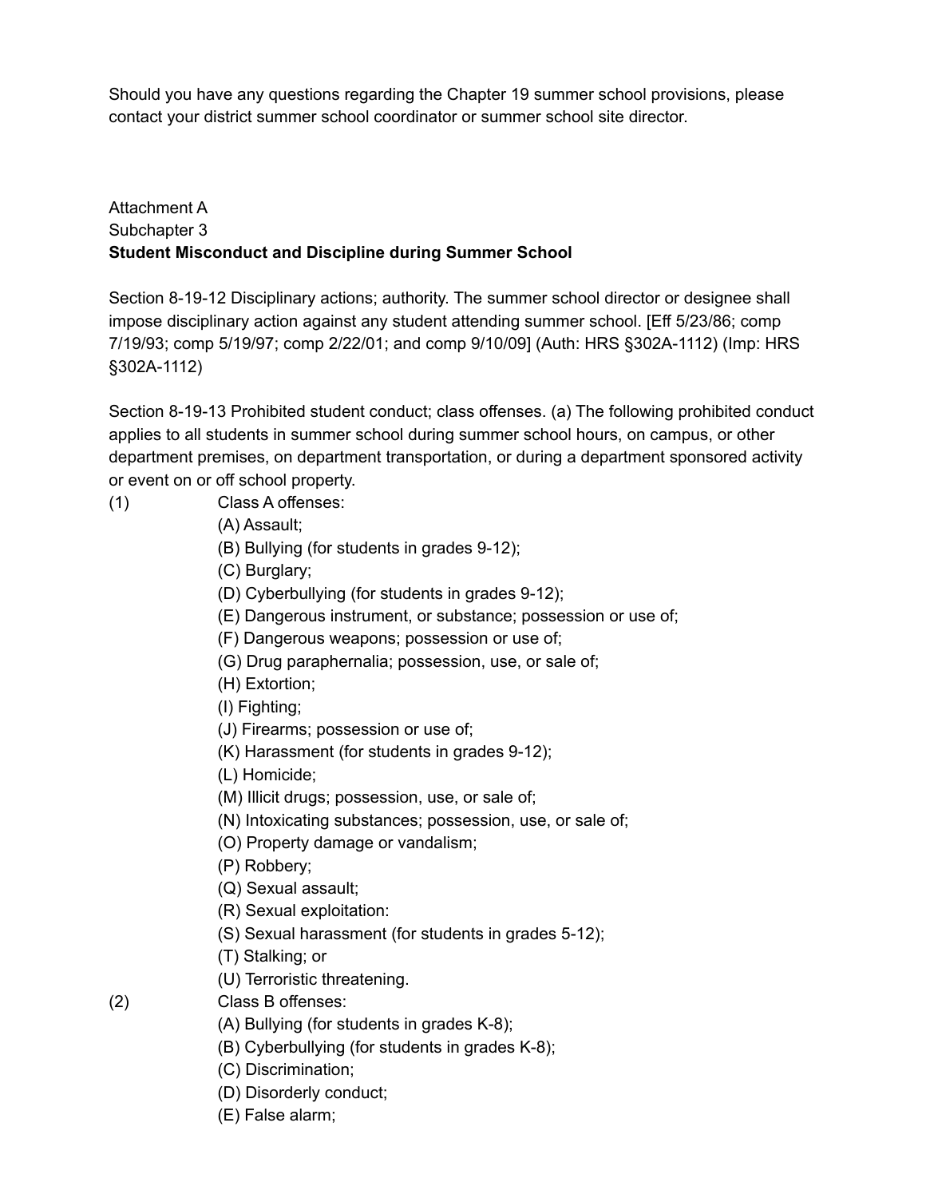Should you have any questions regarding the Chapter 19 summer school provisions, please contact your district summer school coordinator or summer school site director.

Attachment A
Subchapter 3
**Student Misconduct and Discipline during Summer School**

Section 8-19-12 Disciplinary actions; authority. The summer school director or designee shall impose disciplinary action against any student attending summer school. [Eff 5/23/86; comp 7/19/93; comp 5/19/97; comp 2/22/01; and comp 9/10/09] (Auth: HRS §302A-1112) (Imp: HRS §302A-1112)

Section 8-19-13 Prohibited student conduct; class offenses. (a) The following prohibited conduct applies to all students in summer school during summer school hours, on campus, or other department premises, on department transportation, or during a department sponsored activity or event on or off school property.

(1) Class A offenses:
 (A) Assault;
 (B) Bullying (for students in grades 9-12);
 (C) Burglary;
 (D) Cyberbullying (for students in grades 9-12);
 (E) Dangerous instrument, or substance; possession or use of;
 (F) Dangerous weapons; possession or use of;
 (G) Drug paraphernalia; possession, use, or sale of;
 (H) Extortion;
 (I) Fighting;
 (J) Firearms; possession or use of;
 (K) Harassment (for students in grades 9-12);
 (L) Homicide;
 (M) Illicit drugs; possession, use, or sale of;
 (N) Intoxicating substances; possession, use, or sale of;
 (O) Property damage or vandalism;
 (P) Robbery;
 (Q) Sexual assault;
 (R) Sexual exploitation:
 (S) Sexual harassment (for students in grades 5-12);
 (T) Stalking; or
 (U) Terroristic threatening.

(2) Class B offenses:
 (A) Bullying (for students in grades K-8);
 (B) Cyberbullying (for students in grades K-8);
 (C) Discrimination;
 (D) Disorderly conduct;
 (E) False alarm;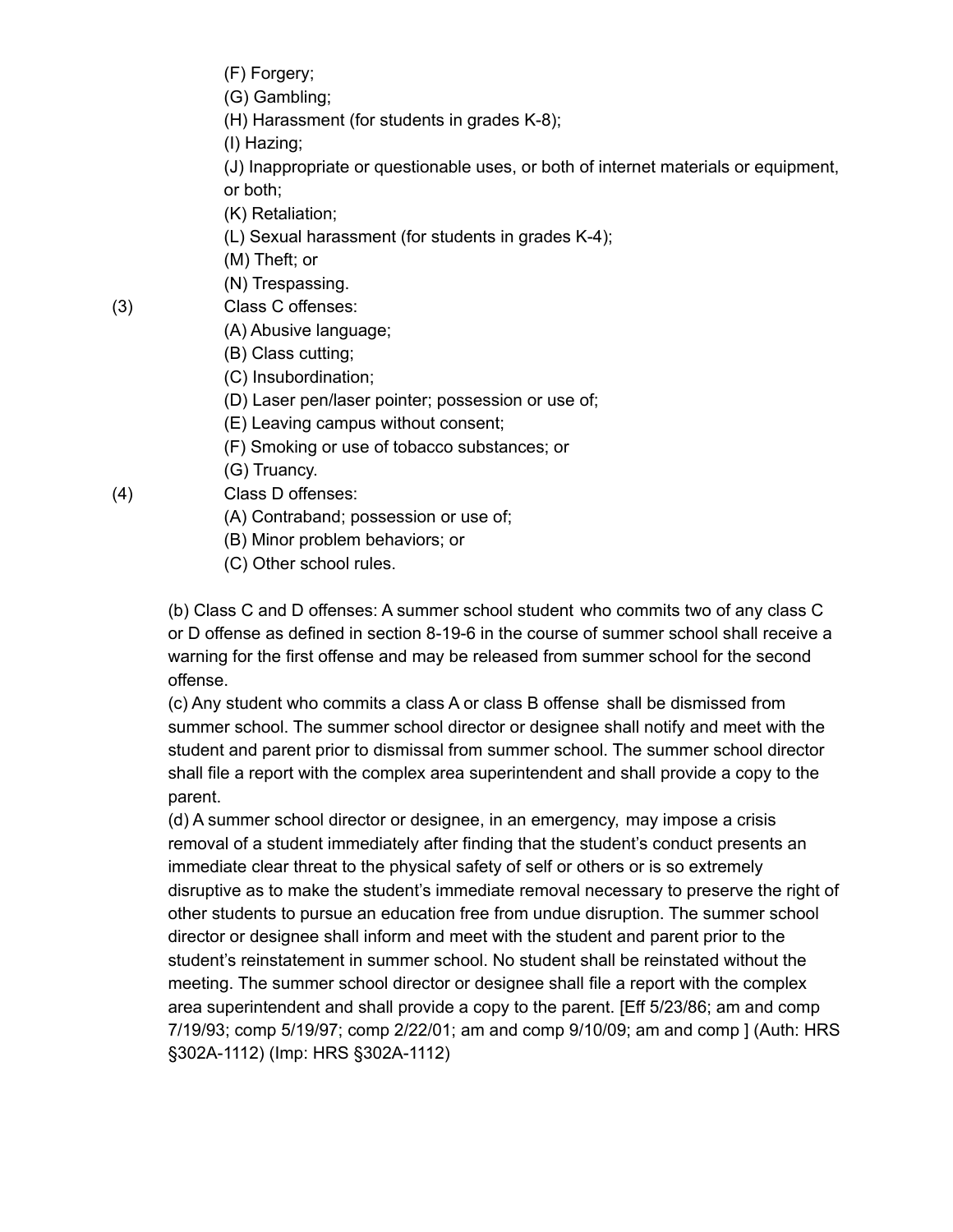(F) Forgery;

(G) Gambling;

(H) Harassment (for students in grades K-8);

(I) Hazing;

(J) Inappropriate or questionable uses, or both of internet materials or equipment, or both;

(K) Retaliation;

(L) Sexual harassment (for students in grades K-4);

(M) Theft; or

(N) Trespassing.

(3) Class C offenses:

(A) Abusive language;

(B) Class cutting;

(C) Insubordination;

(D) Laser pen/laser pointer; possession or use of;

(E) Leaving campus without consent;

(F) Smoking or use of tobacco substances; or

(G) Truancy.

(4) Class D offenses:

(A) Contraband; possession or use of;

(B) Minor problem behaviors; or

(C) Other school rules.

(b) Class C and D offenses: A summer school student who commits two of any class C or D offense as defined in section 8-19-6 in the course of summer school shall receive a warning for the first offense and may be released from summer school for the second offense.

(c) Any student who commits a class A or class B offense shall be dismissed from summer school. The summer school director or designee shall notify and meet with the student and parent prior to dismissal from summer school. The summer school director shall file a report with the complex area superintendent and shall provide a copy to the parent.

(d) A summer school director or designee, in an emergency, may impose a crisis removal of a student immediately after finding that the student's conduct presents an immediate clear threat to the physical safety of self or others or is so extremely disruptive as to make the student's immediate removal necessary to preserve the right of other students to pursue an education free from undue disruption. The summer school director or designee shall inform and meet with the student and parent prior to the student's reinstatement in summer school. No student shall be reinstated without the meeting. The summer school director or designee shall file a report with the complex area superintendent and shall provide a copy to the parent. [Eff 5/23/86; am and comp 7/19/93; comp 5/19/97; comp 2/22/01; am and comp 9/10/09; am and comp ] (Auth: HRS §302A-1112) (Imp: HRS §302A-1112)